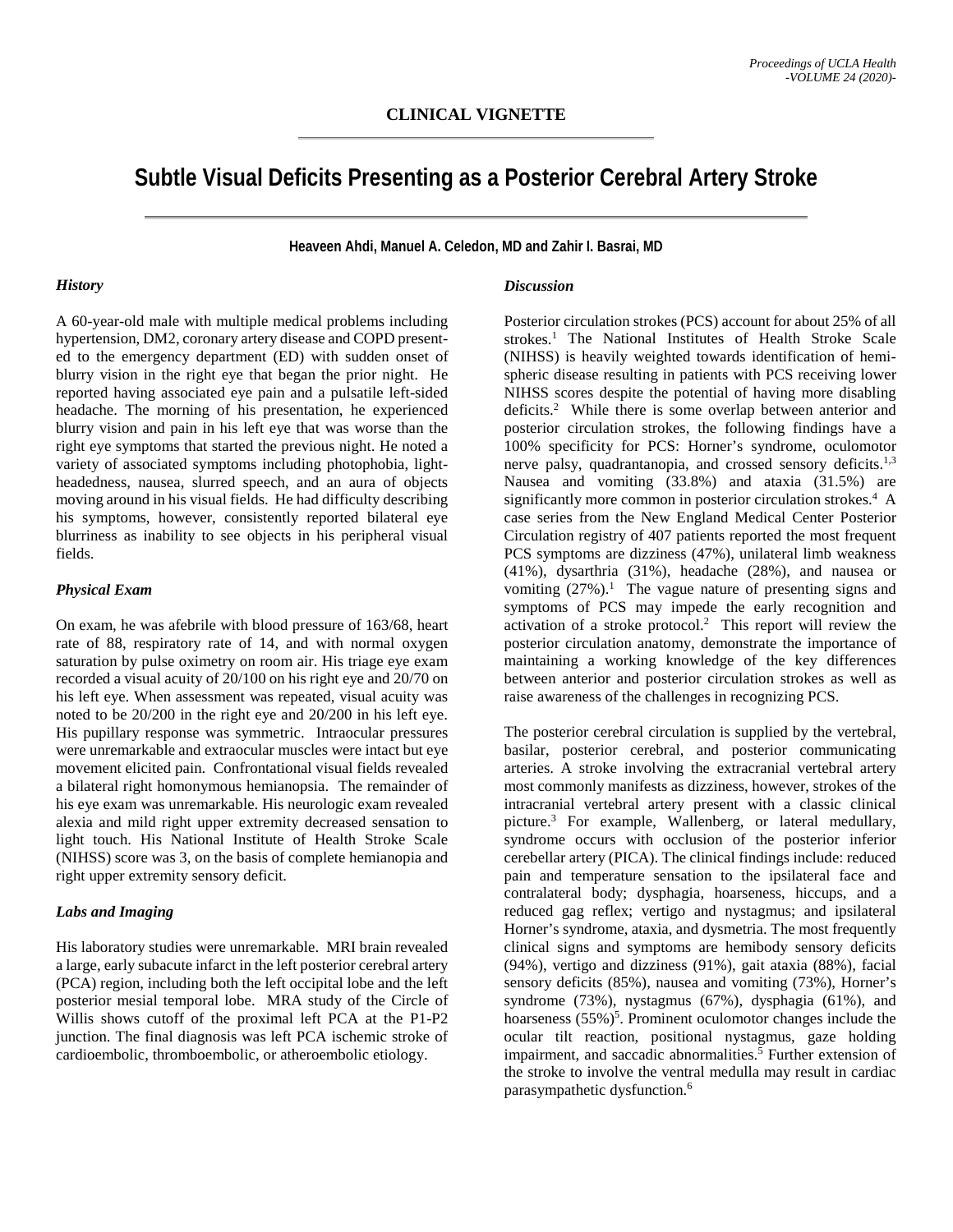**CLINICAL VIGNETTE**

# Subtle Visual Deficits Presenting as a Posterior Cerebral Artery Stroke

**Heaveen Ahdi, Manuel A. Celedon, MD and Zahir I. Basrai, MD**

### *History*

A 60-year-old male with multiple medical problems including hypertension, DM2, coronary artery disease and COPD presented to the emergency department (ED) with sudden onset of blurry vision in the right eye that began the prior night. He reported having associated eye pain and a pulsatile left-sided headache. The morning of his presentation, he experienced blurry vision and pain in his left eye that was worse than the right eye symptoms that started the previous night. He noted a variety of associated symptoms including photophobia, light-headedness, nausea, slurred speech, and an aura of objects moving around in his visual fields. He had difficulty describing his symptoms, however, consistently reported bilateral eye blurriness as inability to see objects in his peripheral visual fields.

### *Physical Exam*

On exam, he was afebrile with blood pressure of 163/68, heart rate of 88, respiratory rate of 14, and with normal oxygen saturation by pulse oximetry on room air. His triage eye exam recorded a visual acuity of 20/100 on his right eye and 20/70 on his left eye. When assessment was repeated, visual acuity was noted to be 20/200 in the right eye and 20/200 in his left eye. His pupillary response was symmetric. Intraocular pressures were unremarkable and extraocular muscles were intact but eye movement elicited pain. Confrontational visual fields revealed a bilateral right homonymous hemianopsia. The remainder of his eye exam was unremarkable. His neurologic exam revealed alexia and mild right upper extremity decreased sensation to light touch. His National Institute of Health Stroke Scale (NIHSS) score was 3, on the basis of complete hemianopia and right upper extremity sensory deficit.

### *Labs and Imaging*

His laboratory studies were unremarkable. MRI brain revealed a large, early subacute infarct in the left posterior cerebral artery (PCA) region, including both the left occipital lobe and the left posterior mesial temporal lobe. MRA study of the Circle of Willis shows cutoff of the proximal left PCA at the P1-P2 junction. The final diagnosis was left PCA ischemic stroke of cardioembolic, thromboembolic, or atheroembolic etiology.

### *Discussion*

Posterior circulation strokes (PCS) account for about 25% of all strokes.[1] The National Institutes of Health Stroke Scale (NIHSS) is heavily weighted towards identification of hemispheric disease resulting in patients with PCS receiving lower NIHSS scores despite the potential of having more disabling deficits.[2] While there is some overlap between anterior and posterior circulation strokes, the following findings have a 100% specificity for PCS: Horner's syndrome, oculomotor nerve palsy, quadrantanopia, and crossed sensory deficits.[1,3] Nausea and vomiting (33.8%) and ataxia (31.5%) are significantly more common in posterior circulation strokes.[4] A case series from the New England Medical Center Posterior Circulation registry of 407 patients reported the most frequent PCS symptoms are dizziness (47%), unilateral limb weakness (41%), dysarthria (31%), headache (28%), and nausea or vomiting (27%).[1] The vague nature of presenting signs and symptoms of PCS may impede the early recognition and activation of a stroke protocol.[2] This report will review the posterior circulation anatomy, demonstrate the importance of maintaining a working knowledge of the key differences between anterior and posterior circulation strokes as well as raise awareness of the challenges in recognizing PCS.

The posterior cerebral circulation is supplied by the vertebral, basilar, posterior cerebral, and posterior communicating arteries. A stroke involving the extracranial vertebral artery most commonly manifests as dizziness, however, strokes of the intracranial vertebral artery present with a classic clinical picture.[3] For example, Wallenberg, or lateral medullary, syndrome occurs with occlusion of the posterior inferior cerebellar artery (PICA). The clinical findings include: reduced pain and temperature sensation to the ipsilateral face and contralateral body; dysphagia, hoarseness, hiccups, and a reduced gag reflex; vertigo and nystagmus; and ipsilateral Horner's syndrome, ataxia, and dysmetria. The most frequently clinical signs and symptoms are hemibody sensory deficits (94%), vertigo and dizziness (91%), gait ataxia (88%), facial sensory deficits (85%), nausea and vomiting (73%), Horner's syndrome (73%), nystagmus (67%), dysphagia (61%), and hoarseness (55%)[5]. Prominent oculomotor changes include the ocular tilt reaction, positional nystagmus, gaze holding impairment, and saccadic abnormalities.[5] Further extension of the stroke to involve the ventral medulla may result in cardiac parasympathetic dysfunction.[6]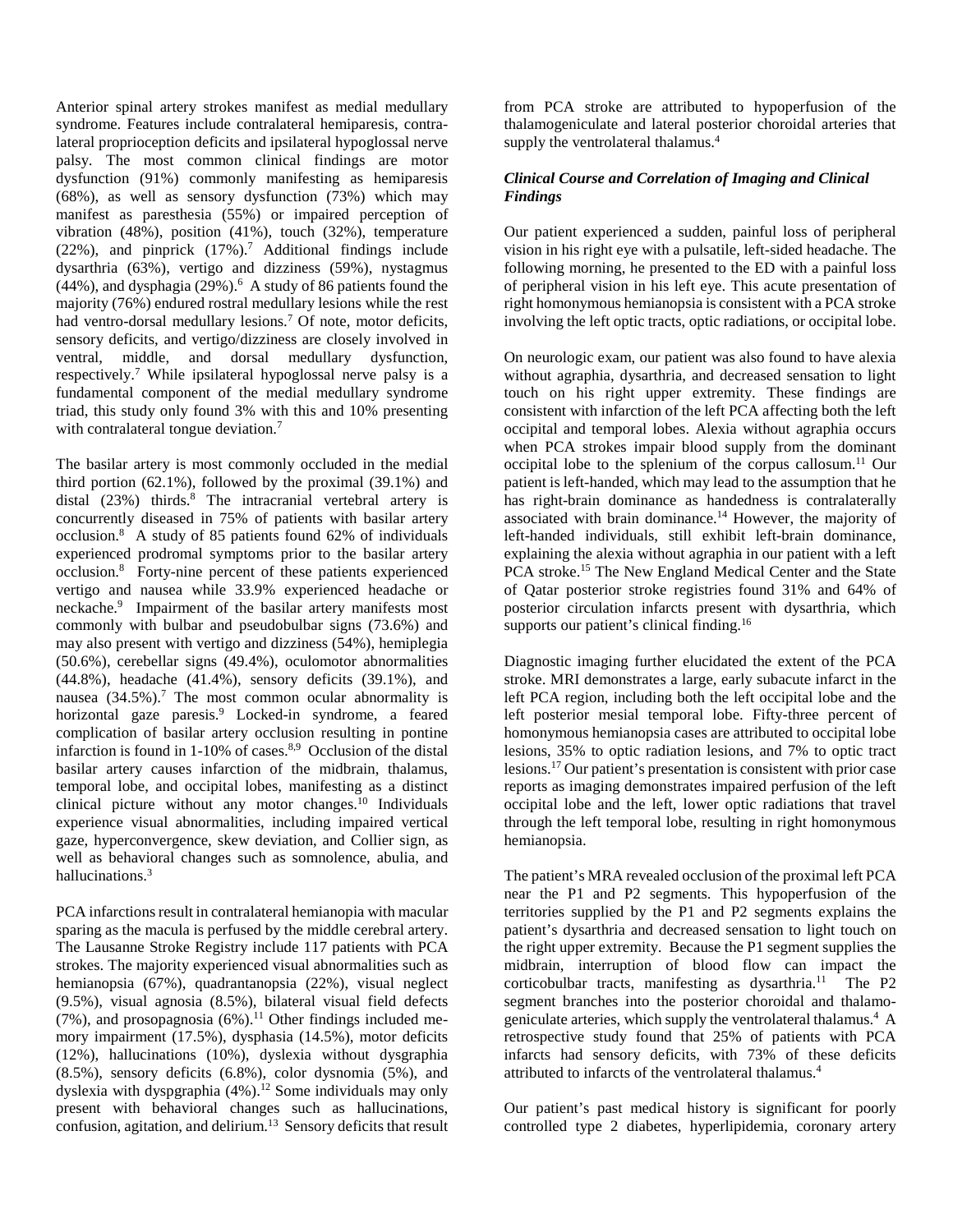Anterior spinal artery strokes manifest as medial medullary syndrome. Features include contralateral hemiparesis, contralateral proprioception deficits and ipsilateral hypoglossal nerve palsy. The most common clinical findings are motor dysfunction (91%) commonly manifesting as hemiparesis (68%), as well as sensory dysfunction (73%) which may manifest as paresthesia (55%) or impaired perception of vibration (48%), position (41%), touch (32%), temperature (22%), and pinprick (17%).[7] Additional findings include dysarthria (63%), vertigo and dizziness (59%), nystagmus (44%), and dysphagia (29%).[6] A study of 86 patients found the majority (76%) endured rostral medullary lesions while the rest had ventro-dorsal medullary lesions.[7] Of note, motor deficits, sensory deficits, and vertigo/dizziness are closely involved in ventral, middle, and dorsal medullary dysfunction, respectively.[7] While ipsilateral hypoglossal nerve palsy is a fundamental component of the medial medullary syndrome triad, this study only found 3% with this and 10% presenting with contralateral tongue deviation.[7]

The basilar artery is most commonly occluded in the medial third portion (62.1%), followed by the proximal (39.1%) and distal (23%) thirds.[8] The intracranial vertebral artery is concurrently diseased in 75% of patients with basilar artery occlusion.[8] A study of 85 patients found 62% of individuals experienced prodromal symptoms prior to the basilar artery occlusion.[8] Forty-nine percent of these patients experienced vertigo and nausea while 33.9% experienced headache or neckache.[9] Impairment of the basilar artery manifests most commonly with bulbar and pseudobulbar signs (73.6%) and may also present with vertigo and dizziness (54%), hemiplegia (50.6%), cerebellar signs (49.4%), oculomotor abnormalities (44.8%), headache (41.4%), sensory deficits (39.1%), and nausea (34.5%).[7] The most common ocular abnormality is horizontal gaze paresis.[9] Locked-in syndrome, a feared complication of basilar artery occlusion resulting in pontine infarction is found in 1-10% of cases.[8,9] Occlusion of the distal basilar artery causes infarction of the midbrain, thalamus, temporal lobe, and occipital lobes, manifesting as a distinct clinical picture without any motor changes.[10] Individuals experience visual abnormalities, including impaired vertical gaze, hyperconvergence, skew deviation, and Collier sign, as well as behavioral changes such as somnolence, abulia, and hallucinations.[3]

PCA infarctions result in contralateral hemianopia with macular sparing as the macula is perfused by the middle cerebral artery. The Lausanne Stroke Registry include 117 patients with PCA strokes. The majority experienced visual abnormalities such as hemianopsia (67%), quadrantanopsia (22%), visual neglect (9.5%), visual agnosia (8.5%), bilateral visual field defects (7%), and prosopagnosia (6%).[11] Other findings included memory impairment (17.5%), dysphasia (14.5%), motor deficits (12%), hallucinations (10%), dyslexia without dysgraphia (8.5%), sensory deficits (6.8%), color dysnomia (5%), and dyslexia with dyspgraphia (4%).[12] Some individuals may only present with behavioral changes such as hallucinations, confusion, agitation, and delirium.[13] Sensory deficits that result from PCA stroke are attributed to hypoperfusion of the thalamogeniculate and lateral posterior choroidal arteries that supply the ventrolateral thalamus.[4]

### *Clinical Course and Correlation of Imaging and Clinical Findings*

Our patient experienced a sudden, painful loss of peripheral vision in his right eye with a pulsatile, left-sided headache. The following morning, he presented to the ED with a painful loss of peripheral vision in his left eye. This acute presentation of right homonymous hemianopsia is consistent with a PCA stroke involving the left optic tracts, optic radiations, or occipital lobe.

On neurologic exam, our patient was also found to have alexia without agraphia, dysarthria, and decreased sensation to light touch on his right upper extremity. These findings are consistent with infarction of the left PCA affecting both the left occipital and temporal lobes. Alexia without agraphia occurs when PCA strokes impair blood supply from the dominant occipital lobe to the splenium of the corpus callosum.[11] Our patient is left-handed, which may lead to the assumption that he has right-brain dominance as handedness is contralaterally associated with brain dominance.[14] However, the majority of left-handed individuals, still exhibit left-brain dominance, explaining the alexia without agraphia in our patient with a left PCA stroke.[15] The New England Medical Center and the State of Qatar posterior stroke registries found 31% and 64% of posterior circulation infarcts present with dysarthria, which supports our patient's clinical finding.[16]

Diagnostic imaging further elucidated the extent of the PCA stroke. MRI demonstrates a large, early subacute infarct in the left PCA region, including both the left occipital lobe and the left posterior mesial temporal lobe. Fifty-three percent of homonymous hemianopsia cases are attributed to occipital lobe lesions, 35% to optic radiation lesions, and 7% to optic tract lesions.[17] Our patient's presentation is consistent with prior case reports as imaging demonstrates impaired perfusion of the left occipital lobe and the left, lower optic radiations that travel through the left temporal lobe, resulting in right homonymous hemianopsia.

The patient's MRA revealed occlusion of the proximal left PCA near the P1 and P2 segments. This hypoperfusion of the territories supplied by the P1 and P2 segments explains the patient's dysarthria and decreased sensation to light touch on the right upper extremity. Because the P1 segment supplies the midbrain, interruption of blood flow can impact the corticobulbar tracts, manifesting as dysarthria.[11] The P2 segment branches into the posterior choroidal and thalamogeniculate arteries, which supply the ventrolateral thalamus.[4] A retrospective study found that 25% of patients with PCA infarcts had sensory deficits, with 73% of these deficits attributed to infarcts of the ventrolateral thalamus.[4]

Our patient's past medical history is significant for poorly controlled type 2 diabetes, hyperlipidemia, coronary artery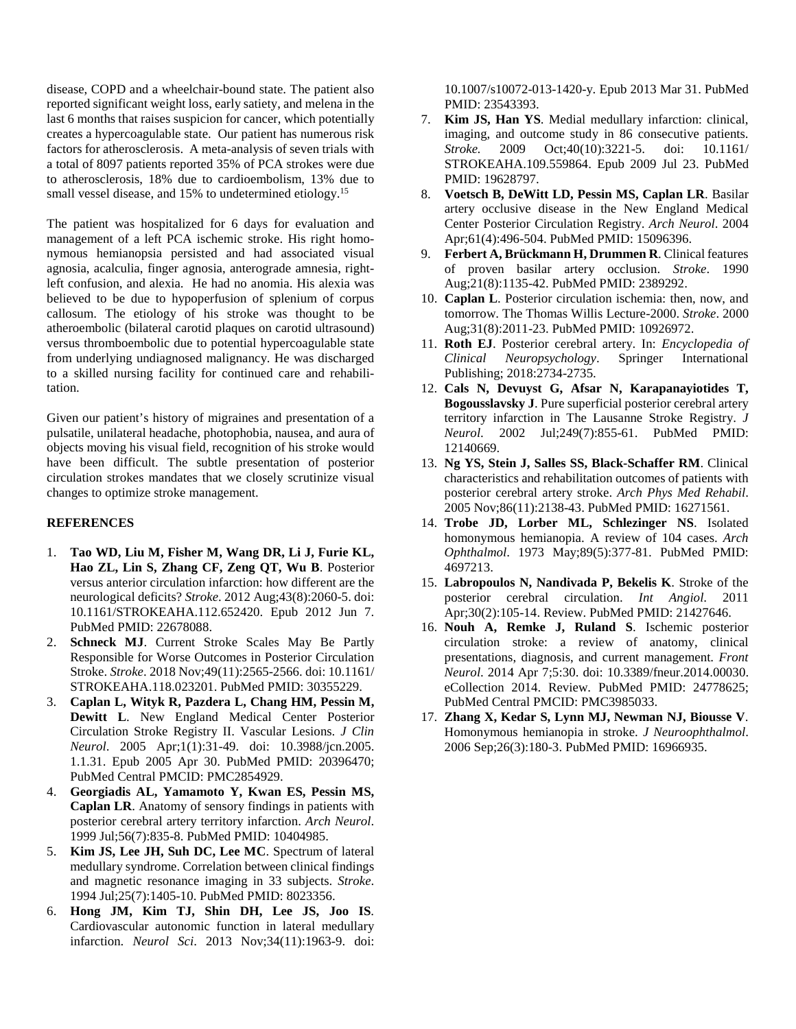disease, COPD and a wheelchair-bound state. The patient also reported significant weight loss, early satiety, and melena in the last 6 months that raises suspicion for cancer, which potentially creates a hypercoagulable state. Our patient has numerous risk factors for atherosclerosis. A meta-analysis of seven trials with a total of 8097 patients reported 35% of PCA strokes were due to atherosclerosis, 18% due to cardioembolism, 13% due to small vessel disease, and 15% to undetermined etiology.[15]

The patient was hospitalized for 6 days for evaluation and management of a left PCA ischemic stroke. His right homonymous hemianopsia persisted and had associated visual agnosia, acalculia, finger agnosia, anterograde amnesia, right-left confusion, and alexia. He had no anomia. His alexia was believed to be due to hypoperfusion of splenium of corpus callosum. The etiology of his stroke was thought to be atheroembolic (bilateral carotid plaques on carotid ultrasound) versus thromboembolic due to potential hypercoagulable state from underlying undiagnosed malignancy. He was discharged to a skilled nursing facility for continued care and rehabilitation.

Given our patient's history of migraines and presentation of a pulsatile, unilateral headache, photophobia, nausea, and aura of objects moving his visual field, recognition of his stroke would have been difficult. The subtle presentation of posterior circulation strokes mandates that we closely scrutinize visual changes to optimize stroke management.

## REFERENCES

1. **Tao WD, Liu M, Fisher M, Wang DR, Li J, Furie KL, Hao ZL, Lin S, Zhang CF, Zeng QT, Wu B**. Posterior versus anterior circulation infarction: how different are the neurological deficits? *Stroke*. 2012 Aug;43(8):2060-5. doi: 10.1161/STROKEAHA.112.652420. Epub 2012 Jun 7. PubMed PMID: 22678088.
2. **Schneck MJ**. Current Stroke Scales May Be Partly Responsible for Worse Outcomes in Posterior Circulation Stroke. *Stroke*. 2018 Nov;49(11):2565-2566. doi: 10.1161/STROKEAHA.118.023201. PubMed PMID: 30355229.
3. **Caplan L, Wityk R, Pazdera L, Chang HM, Pessin M, Dewitt L**. New England Medical Center Posterior Circulation Stroke Registry II. Vascular Lesions. *J Clin Neurol*. 2005 Apr;1(1):31-49. doi: 10.3988/jcn.2005.1.1.31. Epub 2005 Apr 30. PubMed PMID: 20396470; PubMed Central PMCID: PMC2854929.
4. **Georgiadis AL, Yamamoto Y, Kwan ES, Pessin MS, Caplan LR**. Anatomy of sensory findings in patients with posterior cerebral artery territory infarction. *Arch Neurol*. 1999 Jul;56(7):835-8. PubMed PMID: 10404985.
5. **Kim JS, Lee JH, Suh DC, Lee MC**. Spectrum of lateral medullary syndrome. Correlation between clinical findings and magnetic resonance imaging in 33 subjects. *Stroke*. 1994 Jul;25(7):1405-10. PubMed PMID: 8023356.
6. **Hong JM, Kim TJ, Shin DH, Lee JS, Joo IS**. Cardiovascular autonomic function in lateral medullary infarction. *Neurol Sci*. 2013 Nov;34(11):1963-9. doi: 10.1007/s10072-013-1420-y. Epub 2013 Mar 31. PubMed PMID: 23543393.
7. **Kim JS, Han YS**. Medial medullary infarction: clinical, imaging, and outcome study in 86 consecutive patients. *Stroke.* 2009 Oct;40(10):3221-5. doi: 10.1161/STROKEAHA.109.559864. Epub 2009 Jul 23. PubMed PMID: 19628797.
8. **Voetsch B, DeWitt LD, Pessin MS, Caplan LR**. Basilar artery occlusive disease in the New England Medical Center Posterior Circulation Registry. *Arch Neurol*. 2004 Apr;61(4):496-504. PubMed PMID: 15096396.
9. **Ferbert A, Brückmann H, Drummen R**. Clinical features of proven basilar artery occlusion. *Stroke*. 1990 Aug;21(8):1135-42. PubMed PMID: 2389292.
10. **Caplan L**. Posterior circulation ischemia: then, now, and tomorrow. The Thomas Willis Lecture-2000. *Stroke*. 2000 Aug;31(8):2011-23. PubMed PMID: 10926972.
11. **Roth EJ**. Posterior cerebral artery. In: *Encyclopedia of Clinical Neuropsychology*. Springer International Publishing; 2018:2734-2735.
12. **Cals N, Devuyst G, Afsar N, Karapanayiotides T, Bogousslavsky J**. Pure superficial posterior cerebral artery territory infarction in The Lausanne Stroke Registry. *J Neurol.* 2002 Jul;249(7):855-61. PubMed PMID: 12140669.
13. **Ng YS, Stein J, Salles SS, Black-Schaffer RM**. Clinical characteristics and rehabilitation outcomes of patients with posterior cerebral artery stroke. *Arch Phys Med Rehabil*. 2005 Nov;86(11):2138-43. PubMed PMID: 16271561.
14. **Trobe JD, Lorber ML, Schlezinger NS**. Isolated homonymous hemianopia. A review of 104 cases. *Arch Ophthalmol*. 1973 May;89(5):377-81. PubMed PMID: 4697213.
15. **Labropoulos N, Nandivada P, Bekelis K**. Stroke of the posterior cerebral circulation. *Int Angiol.* 2011 Apr;30(2):105-14. Review. PubMed PMID: 21427646.
16. **Nouh A, Remke J, Ruland S**. Ischemic posterior circulation stroke: a review of anatomy, clinical presentations, diagnosis, and current management. *Front Neurol.* 2014 Apr 7;5:30. doi: 10.3389/fneur.2014.00030. eCollection 2014. Review. PubMed PMID: 24778625; PubMed Central PMCID: PMC3985033.
17. **Zhang X, Kedar S, Lynn MJ, Newman NJ, Biousse V**. Homonymous hemianopia in stroke. *J Neuroophthalmol*. 2006 Sep;26(3):180-3. PubMed PMID: 16966935.